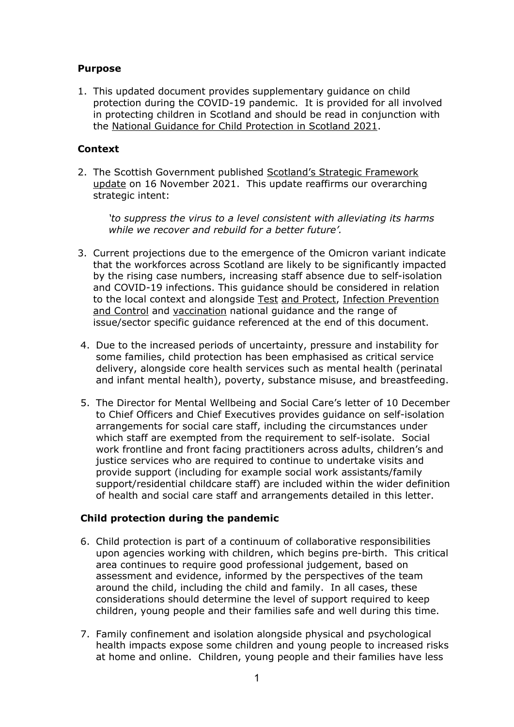## Purpose

1. This updated document provides supplementary guidance on child protection during the COVID-19 pandemic. It is provided for all involved in protecting children in Scotland and should be read in conjunction with the National Guidance for Child Protection in Scotland 2021.

## Context

2. The Scottish Government published Scotland's Strategic Framework update on 16 November 2021. This update reaffirms our overarching strategic intent:

   *'to suppress the virus to a level consistent with alleviating its harms while we recover and rebuild for a better future'.*

3. Current projections due to the emergence of the Omicron variant indicate that the workforces across Scotland are likely to be significantly impacted by the rising case numbers, increasing staff absence due to self-isolation and COVID-19 infections. This guidance should be considered in relation to the local context and alongside Test and Protect, Infection Prevention and Control and vaccination national guidance and the range of issue/sector specific guidance referenced at the end of this document.

4. Due to the increased periods of uncertainty, pressure and instability for some families, child protection has been emphasised as critical service delivery, alongside core health services such as mental health (perinatal and infant mental health), poverty, substance misuse, and breastfeeding.

5. The Director for Mental Wellbeing and Social Care's letter of 10 December to Chief Officers and Chief Executives provides guidance on self-isolation arrangements for social care staff, including the circumstances under which staff are exempted from the requirement to self-isolate. Social work frontline and front facing practitioners across adults, children's and justice services who are required to continue to undertake visits and provide support (including for example social work assistants/family support/residential childcare staff) are included within the wider definition of health and social care staff and arrangements detailed in this letter.

## Child protection during the pandemic

6. Child protection is part of a continuum of collaborative responsibilities upon agencies working with children, which begins pre-birth. This critical area continues to require good professional judgement, based on assessment and evidence, informed by the perspectives of the team around the child, including the child and family. In all cases, these considerations should determine the level of support required to keep children, young people and their families safe and well during this time.

7. Family confinement and isolation alongside physical and psychological health impacts expose some children and young people to increased risks at home and online. Children, young people and their families have less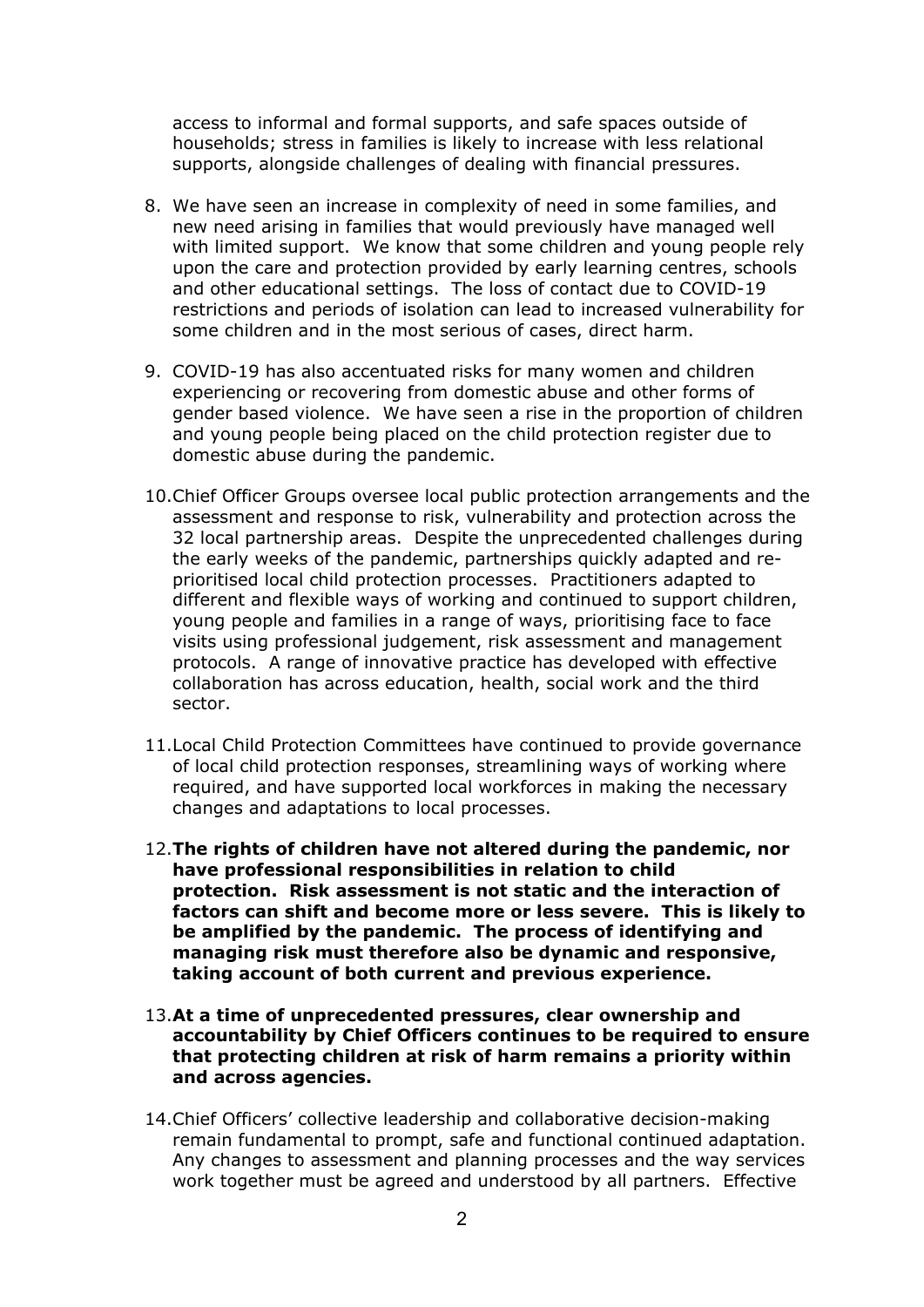access to informal and formal supports, and safe spaces outside of households; stress in families is likely to increase with less relational supports, alongside challenges of dealing with financial pressures.

8. We have seen an increase in complexity of need in some families, and new need arising in families that would previously have managed well with limited support. We know that some children and young people rely upon the care and protection provided by early learning centres, schools and other educational settings. The loss of contact due to COVID-19 restrictions and periods of isolation can lead to increased vulnerability for some children and in the most serious of cases, direct harm.

9. COVID-19 has also accentuated risks for many women and children experiencing or recovering from domestic abuse and other forms of gender based violence. We have seen a rise in the proportion of children and young people being placed on the child protection register due to domestic abuse during the pandemic.

10. Chief Officer Groups oversee local public protection arrangements and the assessment and response to risk, vulnerability and protection across the 32 local partnership areas. Despite the unprecedented challenges during the early weeks of the pandemic, partnerships quickly adapted and re-prioritised local child protection processes. Practitioners adapted to different and flexible ways of working and continued to support children, young people and families in a range of ways, prioritising face to face visits using professional judgement, risk assessment and management protocols. A range of innovative practice has developed with effective collaboration has across education, health, social work and the third sector.

11. Local Child Protection Committees have continued to provide governance of local child protection responses, streamlining ways of working where required, and have supported local workforces in making the necessary changes and adaptations to local processes.

12. **The rights of children have not altered during the pandemic, nor have professional responsibilities in relation to child protection. Risk assessment is not static and the interaction of factors can shift and become more or less severe. This is likely to be amplified by the pandemic. The process of identifying and managing risk must therefore also be dynamic and responsive, taking account of both current and previous experience.**

13. **At a time of unprecedented pressures, clear ownership and accountability by Chief Officers continues to be required to ensure that protecting children at risk of harm remains a priority within and across agencies.**

14. Chief Officers' collective leadership and collaborative decision-making remain fundamental to prompt, safe and functional continued adaptation. Any changes to assessment and planning processes and the way services work together must be agreed and understood by all partners. Effective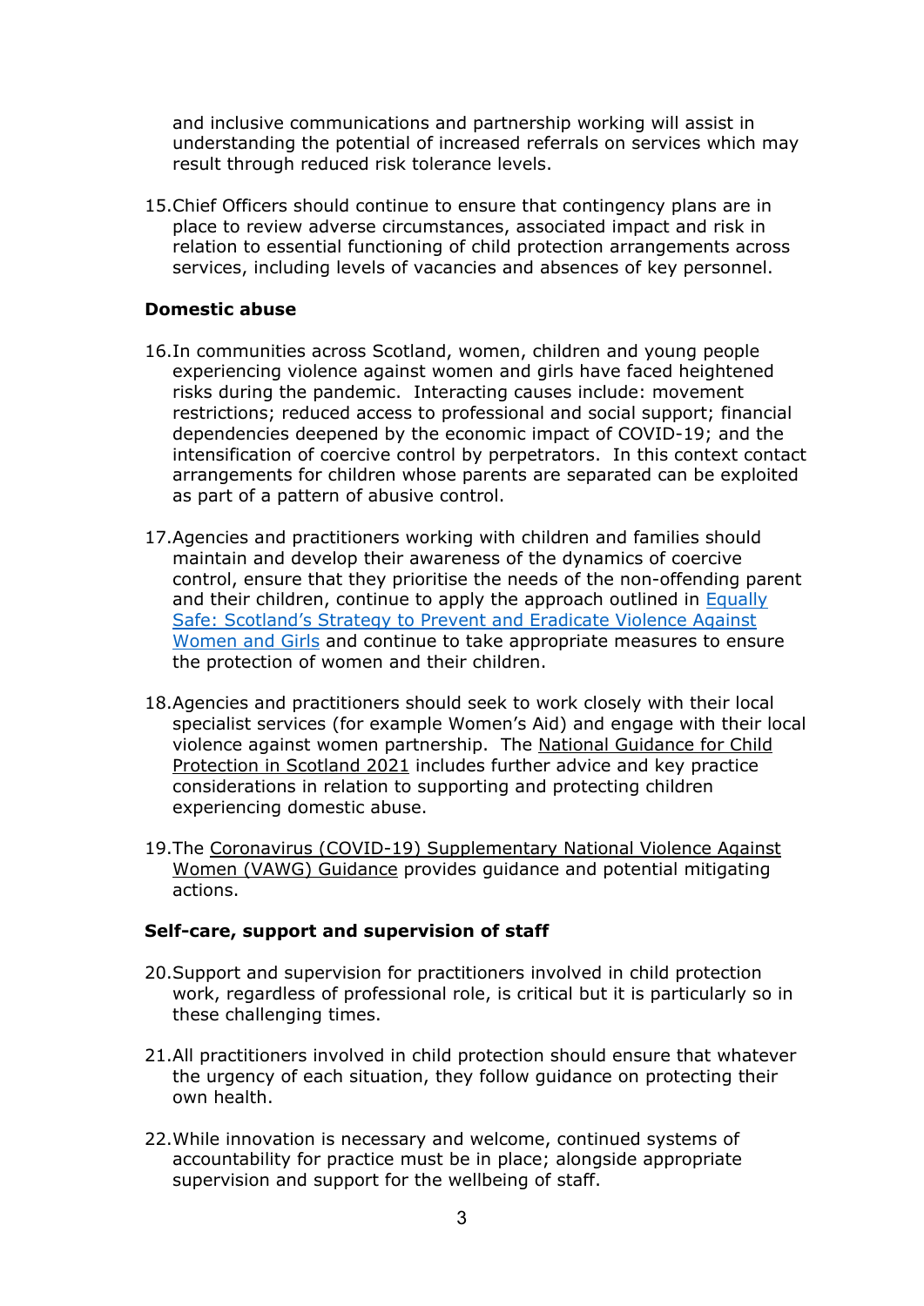and inclusive communications and partnership working will assist in understanding the potential of increased referrals on services which may result through reduced risk tolerance levels.

15. Chief Officers should continue to ensure that contingency plans are in place to review adverse circumstances, associated impact and risk in relation to essential functioning of child protection arrangements across services, including levels of vacancies and absences of key personnel.

**Domestic abuse**

16. In communities across Scotland, women, children and young people experiencing violence against women and girls have faced heightened risks during the pandemic. Interacting causes include: movement restrictions; reduced access to professional and social support; financial dependencies deepened by the economic impact of COVID-19; and the intensification of coercive control by perpetrators. In this context contact arrangements for children whose parents are separated can be exploited as part of a pattern of abusive control.

17. Agencies and practitioners working with children and families should maintain and develop their awareness of the dynamics of coercive control, ensure that they prioritise the needs of the non-offending parent and their children, continue to apply the approach outlined in Equally Safe: Scotland's Strategy to Prevent and Eradicate Violence Against Women and Girls and continue to take appropriate measures to ensure the protection of women and their children.

18. Agencies and practitioners should seek to work closely with their local specialist services (for example Women's Aid) and engage with their local violence against women partnership. The National Guidance for Child Protection in Scotland 2021 includes further advice and key practice considerations in relation to supporting and protecting children experiencing domestic abuse.

19. The Coronavirus (COVID-19) Supplementary National Violence Against Women (VAWG) Guidance provides guidance and potential mitigating actions.

**Self-care, support and supervision of staff**

20. Support and supervision for practitioners involved in child protection work, regardless of professional role, is critical but it is particularly so in these challenging times.

21. All practitioners involved in child protection should ensure that whatever the urgency of each situation, they follow guidance on protecting their own health.

22. While innovation is necessary and welcome, continued systems of accountability for practice must be in place; alongside appropriate supervision and support for the wellbeing of staff.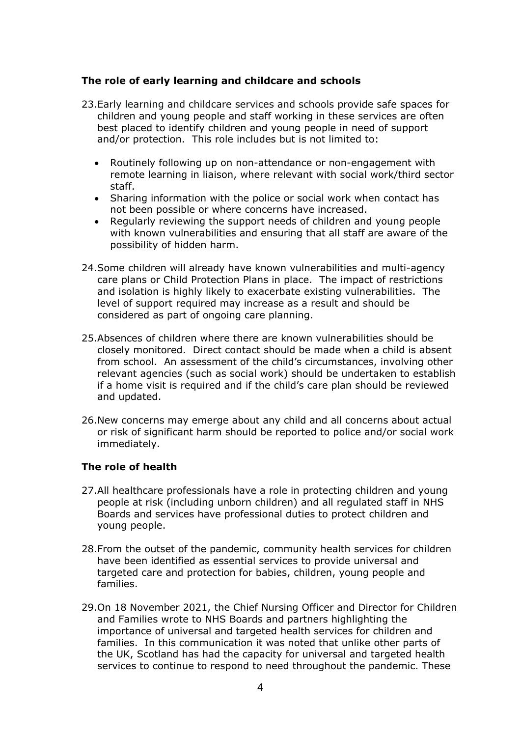### The role of early learning and childcare and schools

23. Early learning and childcare services and schools provide safe spaces for children and young people and staff working in these services are often best placed to identify children and young people in need of support and/or protection. This role includes but is not limited to:

    - Routinely following up on non-attendance or non-engagement with remote learning in liaison, where relevant with social work/third sector staff.
    - Sharing information with the police or social work when contact has not been possible or where concerns have increased.
    - Regularly reviewing the support needs of children and young people with known vulnerabilities and ensuring that all staff are aware of the possibility of hidden harm.

24. Some children will already have known vulnerabilities and multi-agency care plans or Child Protection Plans in place. The impact of restrictions and isolation is highly likely to exacerbate existing vulnerabilities. The level of support required may increase as a result and should be considered as part of ongoing care planning.

25. Absences of children where there are known vulnerabilities should be closely monitored. Direct contact should be made when a child is absent from school. An assessment of the child's circumstances, involving other relevant agencies (such as social work) should be undertaken to establish if a home visit is required and if the child's care plan should be reviewed and updated.

26. New concerns may emerge about any child and all concerns about actual or risk of significant harm should be reported to police and/or social work immediately.

### The role of health

27. All healthcare professionals have a role in protecting children and young people at risk (including unborn children) and all regulated staff in NHS Boards and services have professional duties to protect children and young people.

28. From the outset of the pandemic, community health services for children have been identified as essential services to provide universal and targeted care and protection for babies, children, young people and families.

29. On 18 November 2021, the Chief Nursing Officer and Director for Children and Families wrote to NHS Boards and partners highlighting the importance of universal and targeted health services for children and families. In this communication it was noted that unlike other parts of the UK, Scotland has had the capacity for universal and targeted health services to continue to respond to need throughout the pandemic. These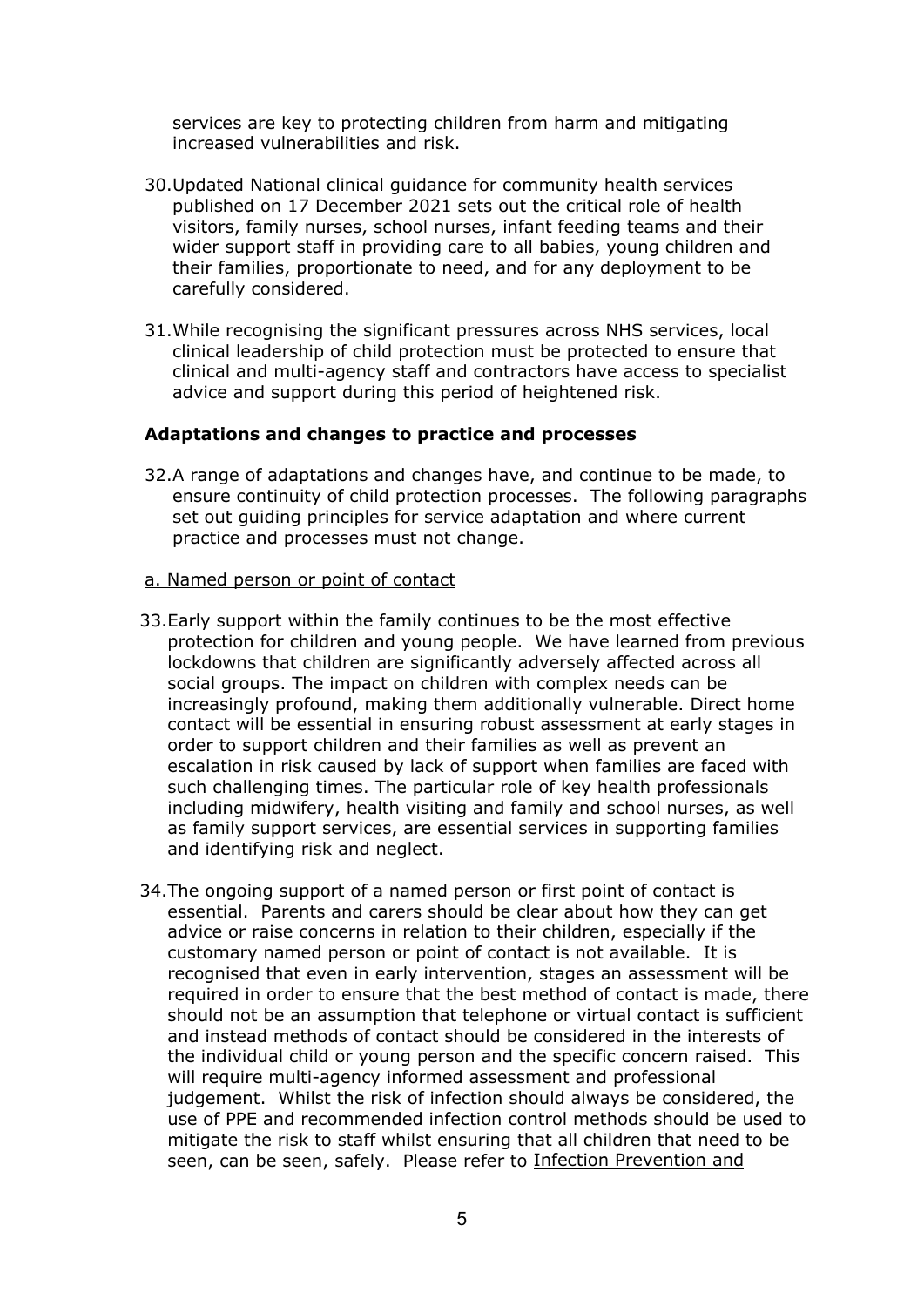services are key to protecting children from harm and mitigating increased vulnerabilities and risk.

30. Updated National clinical guidance for community health services published on 17 December 2021 sets out the critical role of health visitors, family nurses, school nurses, infant feeding teams and their wider support staff in providing care to all babies, young children and their families, proportionate to need, and for any deployment to be carefully considered.

31. While recognising the significant pressures across NHS services, local clinical leadership of child protection must be protected to ensure that clinical and multi-agency staff and contractors have access to specialist advice and support during this period of heightened risk.

### Adaptations and changes to practice and processes

32. A range of adaptations and changes have, and continue to be made, to ensure continuity of child protection processes. The following paragraphs set out guiding principles for service adaptation and where current practice and processes must not change.

a. Named person or point of contact

33. Early support within the family continues to be the most effective protection for children and young people. We have learned from previous lockdowns that children are significantly adversely affected across all social groups. The impact on children with complex needs can be increasingly profound, making them additionally vulnerable. Direct home contact will be essential in ensuring robust assessment at early stages in order to support children and their families as well as prevent an escalation in risk caused by lack of support when families are faced with such challenging times. The particular role of key health professionals including midwifery, health visiting and family and school nurses, as well as family support services, are essential services in supporting families and identifying risk and neglect.

34. The ongoing support of a named person or first point of contact is essential. Parents and carers should be clear about how they can get advice or raise concerns in relation to their children, especially if the customary named person or point of contact is not available. It is recognised that even in early intervention, stages an assessment will be required in order to ensure that the best method of contact is made, there should not be an assumption that telephone or virtual contact is sufficient and instead methods of contact should be considered in the interests of the individual child or young person and the specific concern raised. This will require multi-agency informed assessment and professional judgement. Whilst the risk of infection should always be considered, the use of PPE and recommended infection control methods should be used to mitigate the risk to staff whilst ensuring that all children that need to be seen, can be seen, safely. Please refer to Infection Prevention and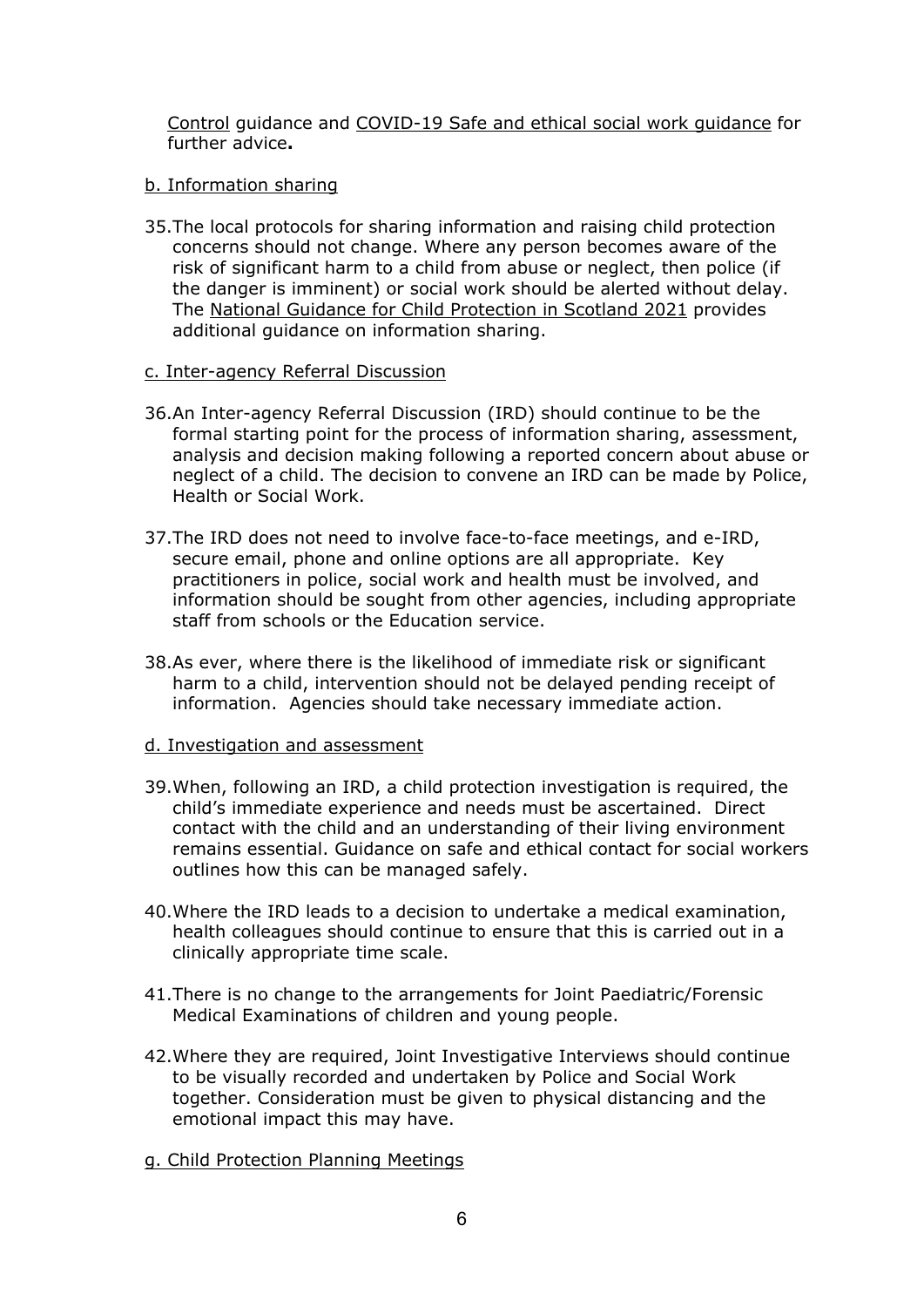Control guidance and COVID-19 Safe and ethical social work guidance for further advice**.**

b. Information sharing

35. The local protocols for sharing information and raising child protection concerns should not change. Where any person becomes aware of the risk of significant harm to a child from abuse or neglect, then police (if the danger is imminent) or social work should be alerted without delay. The National Guidance for Child Protection in Scotland 2021 provides additional guidance on information sharing.

c. Inter-agency Referral Discussion

36. An Inter-agency Referral Discussion (IRD) should continue to be the formal starting point for the process of information sharing, assessment, analysis and decision making following a reported concern about abuse or neglect of a child. The decision to convene an IRD can be made by Police, Health or Social Work.

37. The IRD does not need to involve face-to-face meetings, and e-IRD, secure email, phone and online options are all appropriate. Key practitioners in police, social work and health must be involved, and information should be sought from other agencies, including appropriate staff from schools or the Education service.

38. As ever, where there is the likelihood of immediate risk or significant harm to a child, intervention should not be delayed pending receipt of information. Agencies should take necessary immediate action.

d. Investigation and assessment

39. When, following an IRD, a child protection investigation is required, the child's immediate experience and needs must be ascertained. Direct contact with the child and an understanding of their living environment remains essential. Guidance on safe and ethical contact for social workers outlines how this can be managed safely.

40. Where the IRD leads to a decision to undertake a medical examination, health colleagues should continue to ensure that this is carried out in a clinically appropriate time scale.

41. There is no change to the arrangements for Joint Paediatric/Forensic Medical Examinations of children and young people.

42. Where they are required, Joint Investigative Interviews should continue to be visually recorded and undertaken by Police and Social Work together. Consideration must be given to physical distancing and the emotional impact this may have.

g. Child Protection Planning Meetings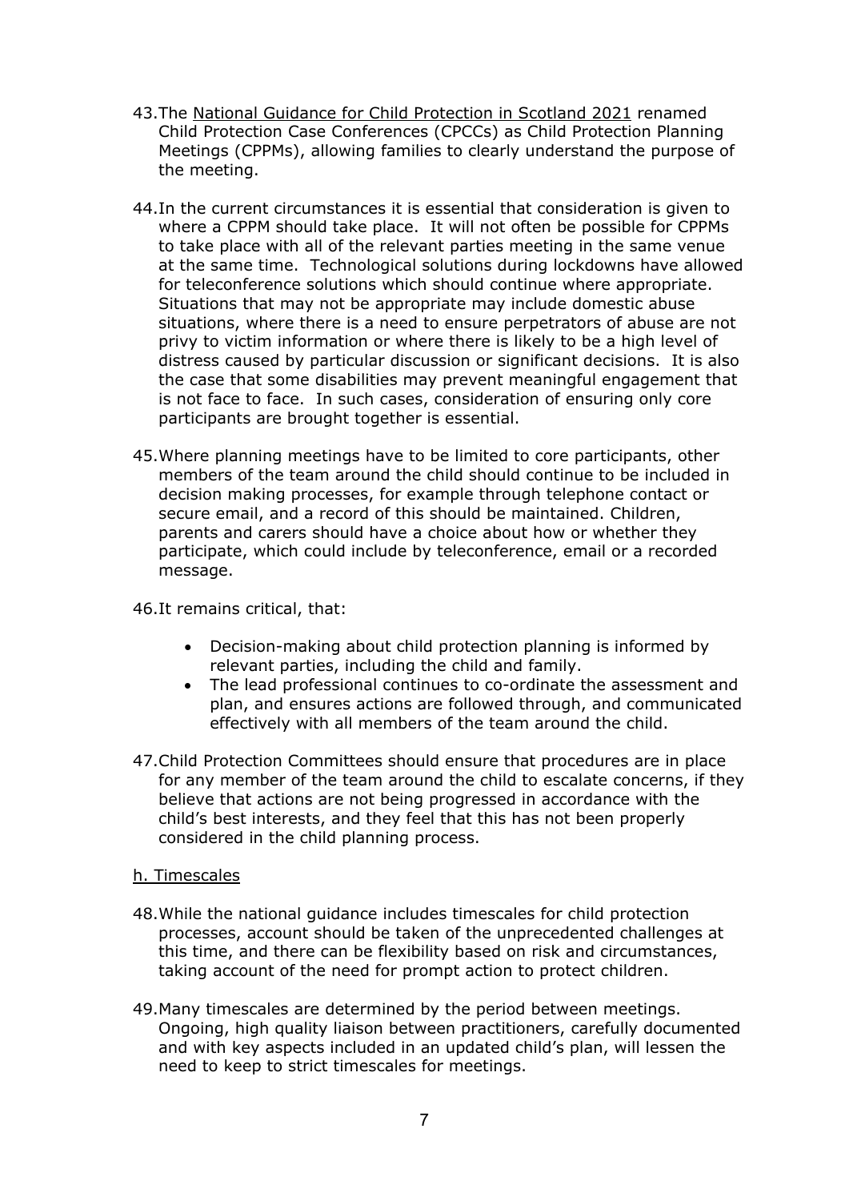43. The National Guidance for Child Protection in Scotland 2021 renamed Child Protection Case Conferences (CPCCs) as Child Protection Planning Meetings (CPPMs), allowing families to clearly understand the purpose of the meeting.

44. In the current circumstances it is essential that consideration is given to where a CPPM should take place. It will not often be possible for CPPMs to take place with all of the relevant parties meeting in the same venue at the same time. Technological solutions during lockdowns have allowed for teleconference solutions which should continue where appropriate. Situations that may not be appropriate may include domestic abuse situations, where there is a need to ensure perpetrators of abuse are not privy to victim information or where there is likely to be a high level of distress caused by particular discussion or significant decisions. It is also the case that some disabilities may prevent meaningful engagement that is not face to face. In such cases, consideration of ensuring only core participants are brought together is essential.

45. Where planning meetings have to be limited to core participants, other members of the team around the child should continue to be included in decision making processes, for example through telephone contact or secure email, and a record of this should be maintained. Children, parents and carers should have a choice about how or whether they participate, which could include by teleconference, email or a recorded message.

46. It remains critical, that:

- Decision-making about child protection planning is informed by relevant parties, including the child and family.
- The lead professional continues to co-ordinate the assessment and plan, and ensures actions are followed through, and communicated effectively with all members of the team around the child.

47. Child Protection Committees should ensure that procedures are in place for any member of the team around the child to escalate concerns, if they believe that actions are not being progressed in accordance with the child's best interests, and they feel that this has not been properly considered in the child planning process.

## h. Timescales

48. While the national guidance includes timescales for child protection processes, account should be taken of the unprecedented challenges at this time, and there can be flexibility based on risk and circumstances, taking account of the need for prompt action to protect children.

49. Many timescales are determined by the period between meetings. Ongoing, high quality liaison between practitioners, carefully documented and with key aspects included in an updated child's plan, will lessen the need to keep to strict timescales for meetings.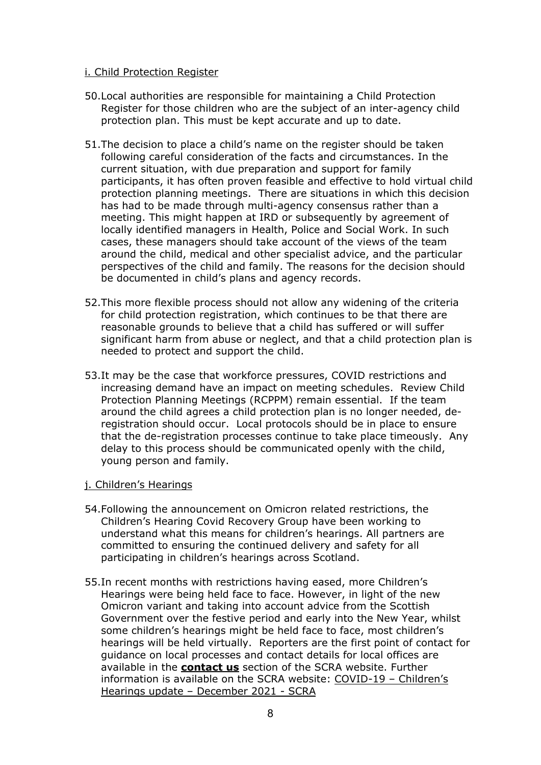i. Child Protection Register

50. Local authorities are responsible for maintaining a Child Protection Register for those children who are the subject of an inter-agency child protection plan. This must be kept accurate and up to date.

51. The decision to place a child's name on the register should be taken following careful consideration of the facts and circumstances. In the current situation, with due preparation and support for family participants, it has often proven feasible and effective to hold virtual child protection planning meetings. There are situations in which this decision has had to be made through multi-agency consensus rather than a meeting. This might happen at IRD or subsequently by agreement of locally identified managers in Health, Police and Social Work. In such cases, these managers should take account of the views of the team around the child, medical and other specialist advice, and the particular perspectives of the child and family. The reasons for the decision should be documented in child's plans and agency records.

52. This more flexible process should not allow any widening of the criteria for child protection registration, which continues to be that there are reasonable grounds to believe that a child has suffered or will suffer significant harm from abuse or neglect, and that a child protection plan is needed to protect and support the child.

53. It may be the case that workforce pressures, COVID restrictions and increasing demand have an impact on meeting schedules. Review Child Protection Planning Meetings (RCPPM) remain essential. If the team around the child agrees a child protection plan is no longer needed, de-registration should occur. Local protocols should be in place to ensure that the de-registration processes continue to take place timeously. Any delay to this process should be communicated openly with the child, young person and family.

j. Children's Hearings

54. Following the announcement on Omicron related restrictions, the Children's Hearing Covid Recovery Group have been working to understand what this means for children's hearings. All partners are committed to ensuring the continued delivery and safety for all participating in children's hearings across Scotland.

55. In recent months with restrictions having eased, more Children's Hearings were being held face to face. However, in light of the new Omicron variant and taking into account advice from the Scottish Government over the festive period and early into the New Year, whilst some children's hearings might be held face to face, most children's hearings will be held virtually. Reporters are the first point of contact for guidance on local processes and contact details for local offices are available in the **contact us** section of the SCRA website. Further information is available on the SCRA website: COVID-19 – Children's Hearings update – December 2021 - SCRA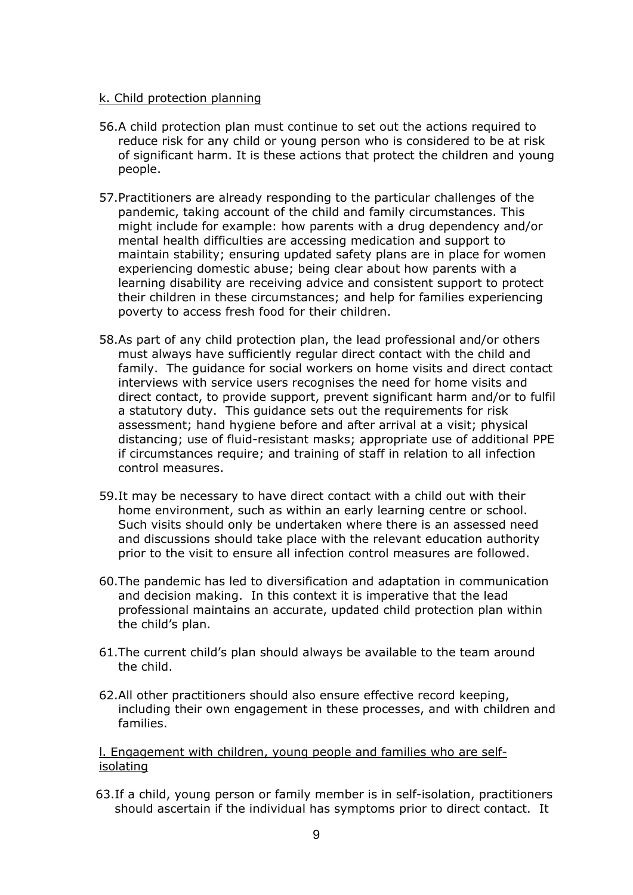k. Child protection planning

56. A child protection plan must continue to set out the actions required to reduce risk for any child or young person who is considered to be at risk of significant harm. It is these actions that protect the children and young people.

57. Practitioners are already responding to the particular challenges of the pandemic, taking account of the child and family circumstances. This might include for example: how parents with a drug dependency and/or mental health difficulties are accessing medication and support to maintain stability; ensuring updated safety plans are in place for women experiencing domestic abuse; being clear about how parents with a learning disability are receiving advice and consistent support to protect their children in these circumstances; and help for families experiencing poverty to access fresh food for their children.

58. As part of any child protection plan, the lead professional and/or others must always have sufficiently regular direct contact with the child and family. The guidance for social workers on home visits and direct contact interviews with service users recognises the need for home visits and direct contact, to provide support, prevent significant harm and/or to fulfil a statutory duty. This guidance sets out the requirements for risk assessment; hand hygiene before and after arrival at a visit; physical distancing; use of fluid-resistant masks; appropriate use of additional PPE if circumstances require; and training of staff in relation to all infection control measures.

59. It may be necessary to have direct contact with a child out with their home environment, such as within an early learning centre or school. Such visits should only be undertaken where there is an assessed need and discussions should take place with the relevant education authority prior to the visit to ensure all infection control measures are followed.

60. The pandemic has led to diversification and adaptation in communication and decision making. In this context it is imperative that the lead professional maintains an accurate, updated child protection plan within the child's plan.

61. The current child's plan should always be available to the team around the child.

62. All other practitioners should also ensure effective record keeping, including their own engagement in these processes, and with children and families.

l. Engagement with children, young people and families who are self-isolating

63. If a child, young person or family member is in self-isolation, practitioners should ascertain if the individual has symptoms prior to direct contact. It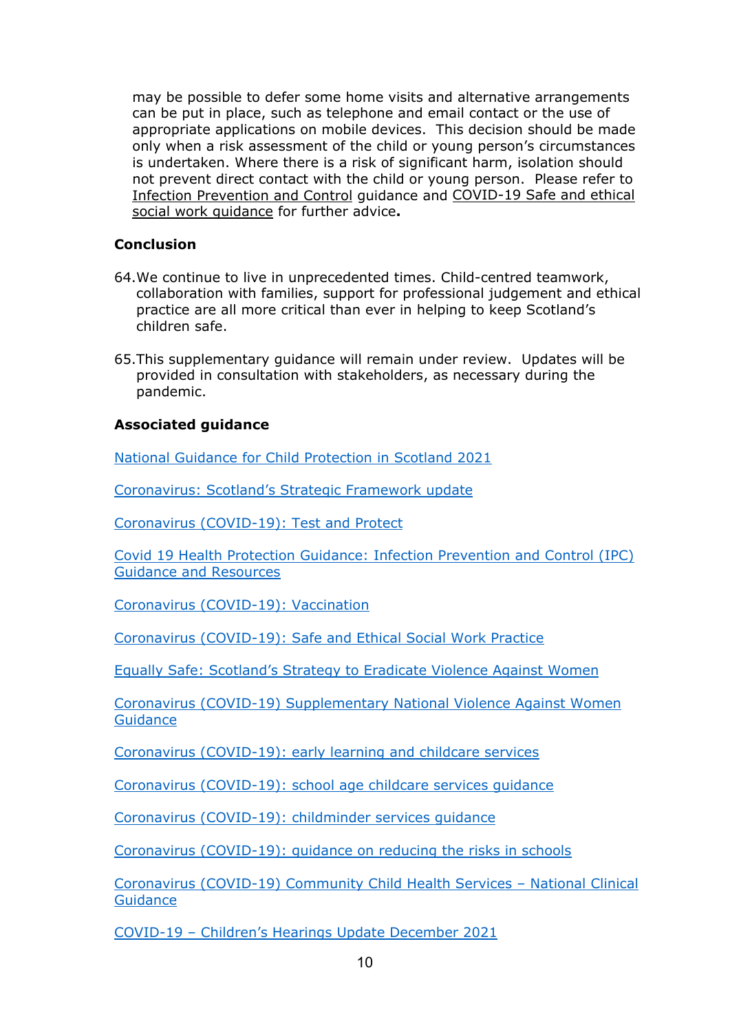may be possible to defer some home visits and alternative arrangements can be put in place, such as telephone and email contact or the use of appropriate applications on mobile devices. This decision should be made only when a risk assessment of the child or young person's circumstances is undertaken. Where there is a risk of significant harm, isolation should not prevent direct contact with the child or young person. Please refer to Infection Prevention and Control guidance and COVID-19 Safe and ethical social work guidance for further advice**.**

**Conclusion**

64. We continue to live in unprecedented times. Child-centred teamwork, collaboration with families, support for professional judgement and ethical practice are all more critical than ever in helping to keep Scotland's children safe.

65. This supplementary guidance will remain under review. Updates will be provided in consultation with stakeholders, as necessary during the pandemic.

**Associated guidance**

National Guidance for Child Protection in Scotland 2021

Coronavirus: Scotland's Strategic Framework update

Coronavirus (COVID-19): Test and Protect

Covid 19 Health Protection Guidance: Infection Prevention and Control (IPC) Guidance and Resources

Coronavirus (COVID-19): Vaccination

Coronavirus (COVID-19): Safe and Ethical Social Work Practice

Equally Safe: Scotland's Strategy to Eradicate Violence Against Women

Coronavirus (COVID-19) Supplementary National Violence Against Women Guidance

Coronavirus (COVID-19): early learning and childcare services

Coronavirus (COVID-19): school age childcare services guidance

Coronavirus (COVID-19): childminder services guidance

Coronavirus (COVID-19): guidance on reducing the risks in schools

Coronavirus (COVID-19) Community Child Health Services – National Clinical Guidance

COVID-19 – Children's Hearings Update December 2021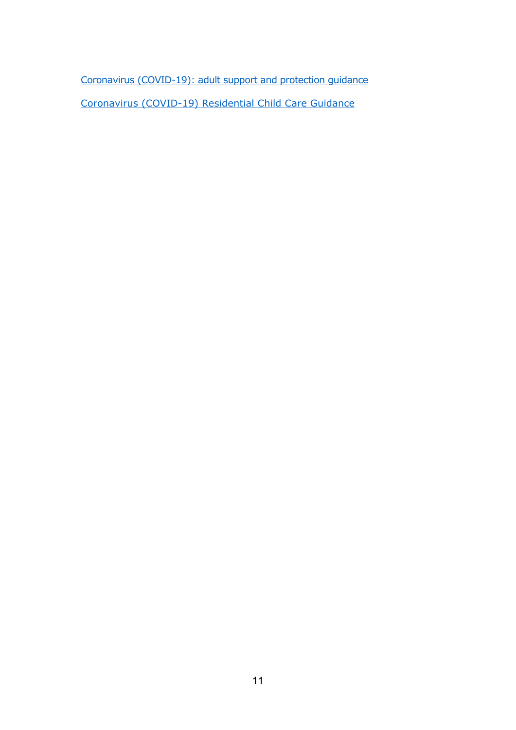Coronavirus (COVID-19): adult support and protection guidance

Coronavirus (COVID-19) Residential Child Care Guidance